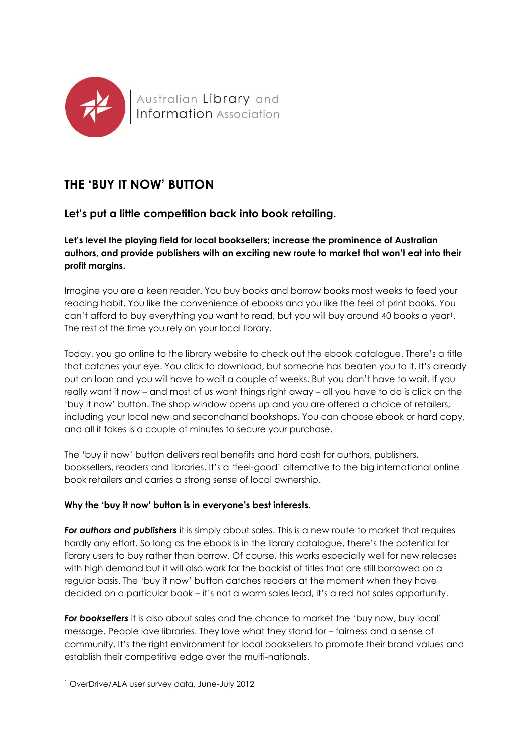Australian Library and Information Association

# THE 'BUY IT NOW' BUTTON

## Let's put a little competition back into book retailing.

**Let's level the playing field for local booksellers; increase the prominence of Australian authors, and provide publishers with an exciting new route to market that won't eat into their profit margins.**

Imagine you are a keen reader. You buy books and borrow books most weeks to feed your reading habit. You like the convenience of ebooks and you like the feel of print books. You can't afford to buy everything you want to read, but you will buy around 40 books a year[1]. The rest of the time you rely on your local library.

Today, you go online to the library website to check out the ebook catalogue. There's a title that catches your eye. You click to download, but someone has beaten you to it. It's already out on loan and you will have to wait a couple of weeks. But you don't have to wait. If you really want it now – and most of us want things right away – all you have to do is click on the 'buy it now' button. The shop window opens up and you are offered a choice of retailers, including your local new and secondhand bookshops. You can choose ebook or hard copy, and all it takes is a couple of minutes to secure your purchase.

The 'buy it now' button delivers real benefits and hard cash for authors, publishers, booksellers, readers and libraries. It's a 'feel-good' alternative to the big international online book retailers and carries a strong sense of local ownership.

**Why the 'buy it now' button is in everyone's best interests.**

***For authors and publishers*** it is simply about sales. This is a new route to market that requires hardly any effort. So long as the ebook is in the library catalogue, there's the potential for library users to buy rather than borrow. Of course, this works especially well for new releases with high demand but it will also work for the backlist of titles that are still borrowed on a regular basis. The 'buy it now' button catches readers at the moment when they have decided on a particular book – it's not a warm sales lead, it's a red hot sales opportunity.

***For booksellers*** it is also about sales and the chance to market the 'buy now, buy local' message. People love libraries. They love what they stand for – fairness and a sense of community. It's the right environment for local booksellers to promote their brand values and establish their competitive edge over the multi-nationals.

---

[1] OverDrive/ALA user survey data, June-July 2012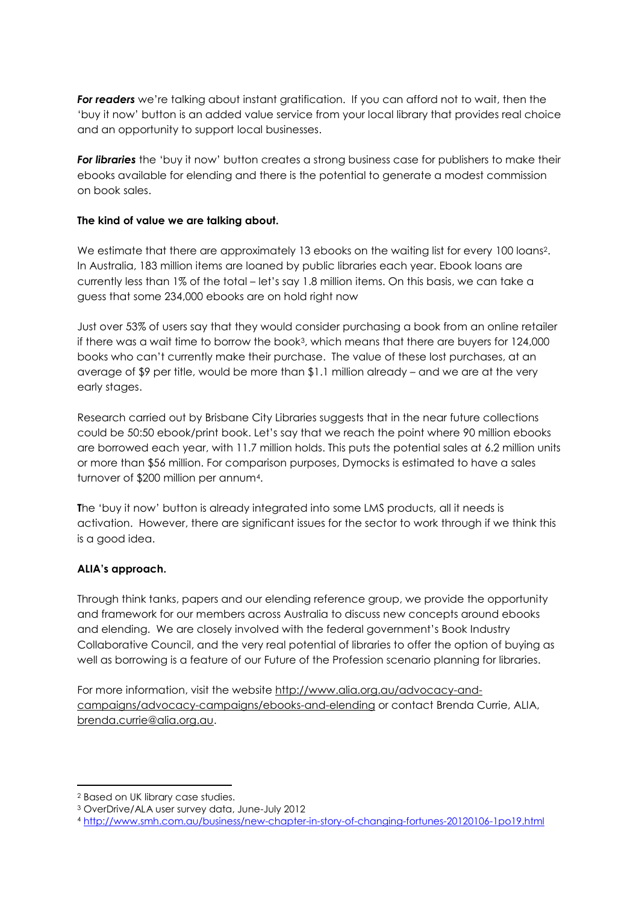***For readers*** we're talking about instant gratification. If you can afford not to wait, then the 'buy it now' button is an added value service from your local library that provides real choice and an opportunity to support local businesses.

***For libraries*** the 'buy it now' button creates a strong business case for publishers to make their ebooks available for elending and there is the potential to generate a modest commission on book sales.

**The kind of value we are talking about.**

We estimate that there are approximately 13 ebooks on the waiting list for every 100 loans[2]. In Australia, 183 million items are loaned by public libraries each year. Ebook loans are currently less than 1% of the total – let's say 1.8 million items. On this basis, we can take a guess that some 234,000 ebooks are on hold right now

Just over 53% of users say that they would consider purchasing a book from an online retailer if there was a wait time to borrow the book[3], which means that there are buyers for 124,000 books who can't currently make their purchase. The value of these lost purchases, at an average of $9 per title, would be more than $1.1 million already – and we are at the very early stages.

Research carried out by Brisbane City Libraries suggests that in the near future collections could be 50:50 ebook/print book. Let's say that we reach the point where 90 million ebooks are borrowed each year, with 11.7 million holds. This puts the potential sales at 6.2 million units or more than $56 million. For comparison purposes, Dymocks is estimated to have a sales turnover of $200 million per annum[4].

**T**he 'buy it now' button is already integrated into some LMS products, all it needs is activation. However, there are significant issues for the sector to work through if we think this is a good idea.

**ALIA's approach.**

Through think tanks, papers and our elending reference group, we provide the opportunity and framework for our members across Australia to discuss new concepts around ebooks and elending. We are closely involved with the federal government's Book Industry Collaborative Council, and the very real potential of libraries to offer the option of buying as well as borrowing is a feature of our Future of the Profession scenario planning for libraries.

For more information, visit the website http://www.alia.org.au/advocacy-and-campaigns/advocacy-campaigns/ebooks-and-elending or contact Brenda Currie, ALIA, brenda.currie@alia.org.au.

---

[2] Based on UK library case studies.

[3] OverDrive/ALA user survey data, June-July 2012

[4] http://www.smh.com.au/business/new-chapter-in-story-of-changing-fortunes-20120106-1po19.html